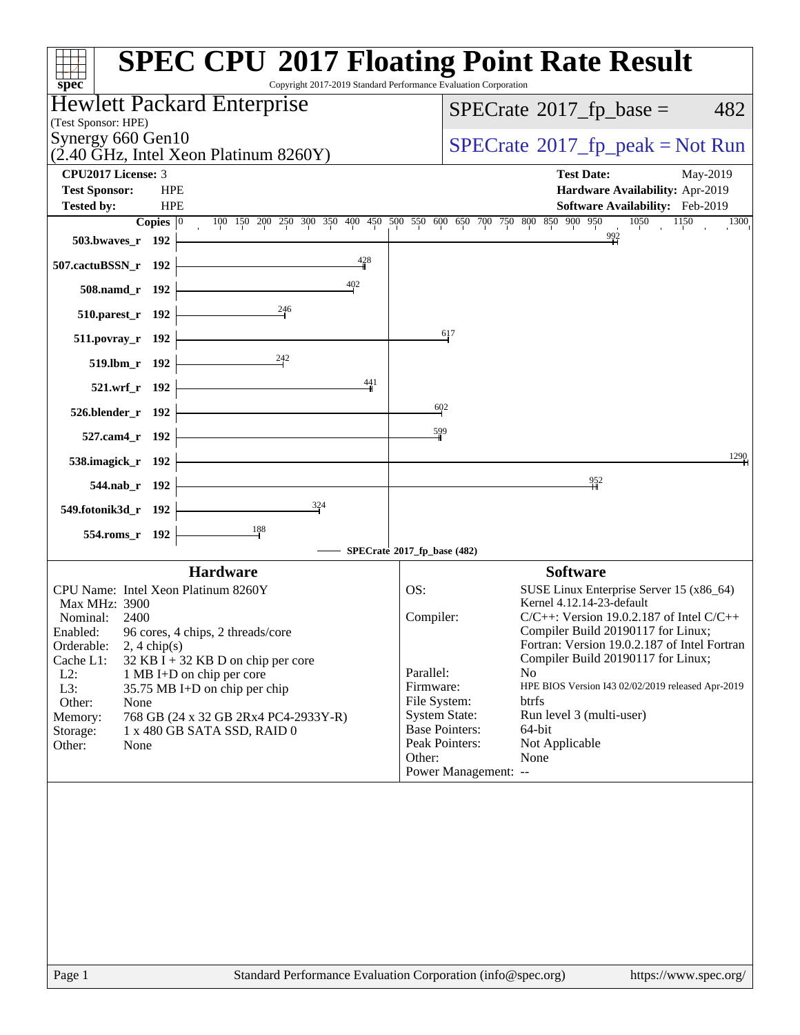# SPEC CPU 2017 Floating Point Rate Result

Copyright 2017-2019 Standard Performance Evaluation Corporation

## Hewlett Packard Enterprise

(Test Sponsor: HPE)

Synergy 660 Gen10

(2.40 GHz, Intel Xeon Platinum 8260Y)

SPECrate 2017_fp_base = 482

SPECrate 2017_fp_peak = Not Run

**CPU2017 License:** 3

**Test Sponsor:** HPE

**Tested by:** HPE

**Test Date:** May-2019

**Hardware Availability:** Apr-2019

**Software Availability:** Feb-2019

| Benchmark | Copies | SPECrate 2017_fp_base |
|---|---|---|
| 503.bwaves_r | 192 | 992 |
| 507.cactuBSSN_r | 192 | 428 |
| 508.namd_r | 192 | 402 |
| 510.parest_r | 192 | 246 |
| 511.povray_r | 192 | 617 |
| 519.lbm_r | 192 | 242 |
| 521.wrf_r | 192 | 441 |
| 526.blender_r | 192 | 602 |
| 527.cam4_r | 192 | 599 |
| 538.imagick_r | 192 | 1290 |
| 544.nab_r | 192 | 952 |
| 549.fotonik3d_r | 192 | 324 |
| 554.roms_r | 192 | 188 |

SPECrate 2017_fp_base (482)

### Hardware

| | |
|---|---|
| CPU Name: | Intel Xeon Platinum 8260Y |
| Max MHz: | 3900 |
| Nominal: | 2400 |
| Enabled: | 96 cores, 4 chips, 2 threads/core |
| Orderable: | 2, 4 chip(s) |
| Cache L1: | 32 KB I + 32 KB D on chip per core |
| L2: | 1 MB I+D on chip per core |
| L3: | 35.75 MB I+D on chip per chip |
| Other: | None |
| Memory: | 768 GB (24 x 32 GB 2Rx4 PC4-2933Y-R) |
| Storage: | 1 x 480 GB SATA SSD, RAID 0 |
| Other: | None |

### Software

| | |
|---|---|
| OS: | SUSE Linux Enterprise Server 15 (x86_64) Kernel 4.12.14-23-default |
| Compiler: | C/C++: Version 19.0.2.187 of Intel C/C++ Compiler Build 20190117 for Linux; Fortran: Version 19.0.2.187 of Intel Fortran Compiler Build 20190117 for Linux; |
| Parallel: | No |
| Firmware: | HPE BIOS Version I43 02/02/2019 released Apr-2019 |
| File System: | btrfs |
| System State: | Run level 3 (multi-user) |
| Base Pointers: | 64-bit |
| Peak Pointers: | Not Applicable |
| Other: | None |
| Power Management: | -- |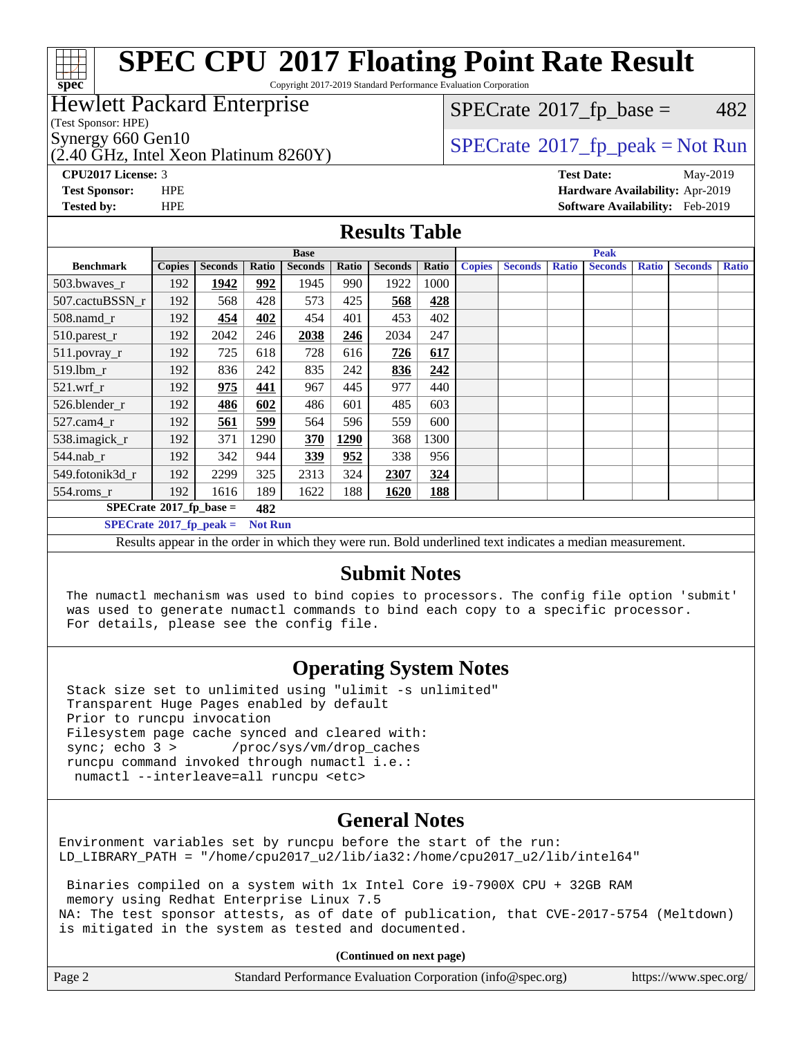# SPEC CPU 2017 Floating Point Rate Result

Copyright 2017-2019 Standard Performance Evaluation Corporation

**Hewlett Packard Enterprise**
(Test Sponsor: HPE)
Synergy 660 Gen10
(2.40 GHz, Intel Xeon Platinum 8260Y)

SPECrate 2017_fp_base = 482

SPECrate 2017_fp_peak = Not Run

**CPU2017 License:** 3
**Test Sponsor:** HPE
**Tested by:** HPE

**Test Date:** May-2019
**Hardware Availability:** Apr-2019
**Software Availability:** Feb-2019

## Results Table

| | Base | | | | | | | Peak | | | | | | |
|---|---|---|---|---|---|---|---|---|---|---|---|---|---|---|
| **Benchmark** | **Copies** | **Seconds** | **Ratio** | **Seconds** | **Ratio** | **Seconds** | **Ratio** | **Copies** | **Seconds** | **Ratio** | **Seconds** | **Ratio** | **Seconds** | **Ratio** |
| 503.bwaves_r | 192 | **1942** | **992** | 1945 | 990 | 1922 | 1000 | | | | | | | |
| 507.cactuBSSN_r | 192 | 568 | 428 | 573 | 425 | **568** | **428** | | | | | | | |
| 508.namd_r | 192 | **454** | **402** | 454 | 401 | 453 | 402 | | | | | | | |
| 510.parest_r | 192 | 2042 | 246 | **2038** | **246** | 2034 | 247 | | | | | | | |
| 511.povray_r | 192 | 725 | 618 | 728 | 616 | **726** | **617** | | | | | | | |
| 519.lbm_r | 192 | 836 | 242 | 835 | 242 | **836** | **242** | | | | | | | |
| 521.wrf_r | 192 | **975** | **441** | 967 | 445 | 977 | 440 | | | | | | | |
| 526.blender_r | 192 | **486** | **602** | 486 | 601 | 485 | 603 | | | | | | | |
| 527.cam4_r | 192 | **561** | **599** | 564 | 596 | 559 | 600 | | | | | | | |
| 538.imagick_r | 192 | 371 | 1290 | **370** | **1290** | 368 | 1300 | | | | | | | |
| 544.nab_r | 192 | 342 | 944 | **339** | **952** | 338 | 956 | | | | | | | |
| 549.fotonik3d_r | 192 | 2299 | 325 | 2313 | 324 | **2307** | **324** | | | | | | | |
| 554.roms_r | 192 | 1616 | 189 | 1622 | 188 | **1620** | **188** | | | | | | | |

**SPECrate 2017_fp_base = 482**

**SPECrate 2017_fp_peak = Not Run**

Results appear in the order in which they were run. Bold underlined text indicates a median measurement.

## Submit Notes

```
The numactl mechanism was used to bind copies to processors. The config file option 'submit'
was used to generate numactl commands to bind each copy to a specific processor.
For details, please see the config file.
```

## Operating System Notes

```
Stack size set to unlimited using "ulimit -s unlimited"
Transparent Huge Pages enabled by default
Prior to runcpu invocation
Filesystem page cache synced and cleared with:
sync; echo 3 >       /proc/sys/vm/drop_caches
runcpu command invoked through numactl i.e.:
 numactl --interleave=all runcpu <etc>
```

## General Notes

```
Environment variables set by runcpu before the start of the run:
LD_LIBRARY_PATH = "/home/cpu2017_u2/lib/ia32:/home/cpu2017_u2/lib/intel64"

 Binaries compiled on a system with 1x Intel Core i9-7900X CPU + 32GB RAM
 memory using Redhat Enterprise Linux 7.5
NA: The test sponsor attests, as of date of publication, that CVE-2017-5754 (Meltdown)
is mitigated in the system as tested and documented.
```

**(Continued on next page)**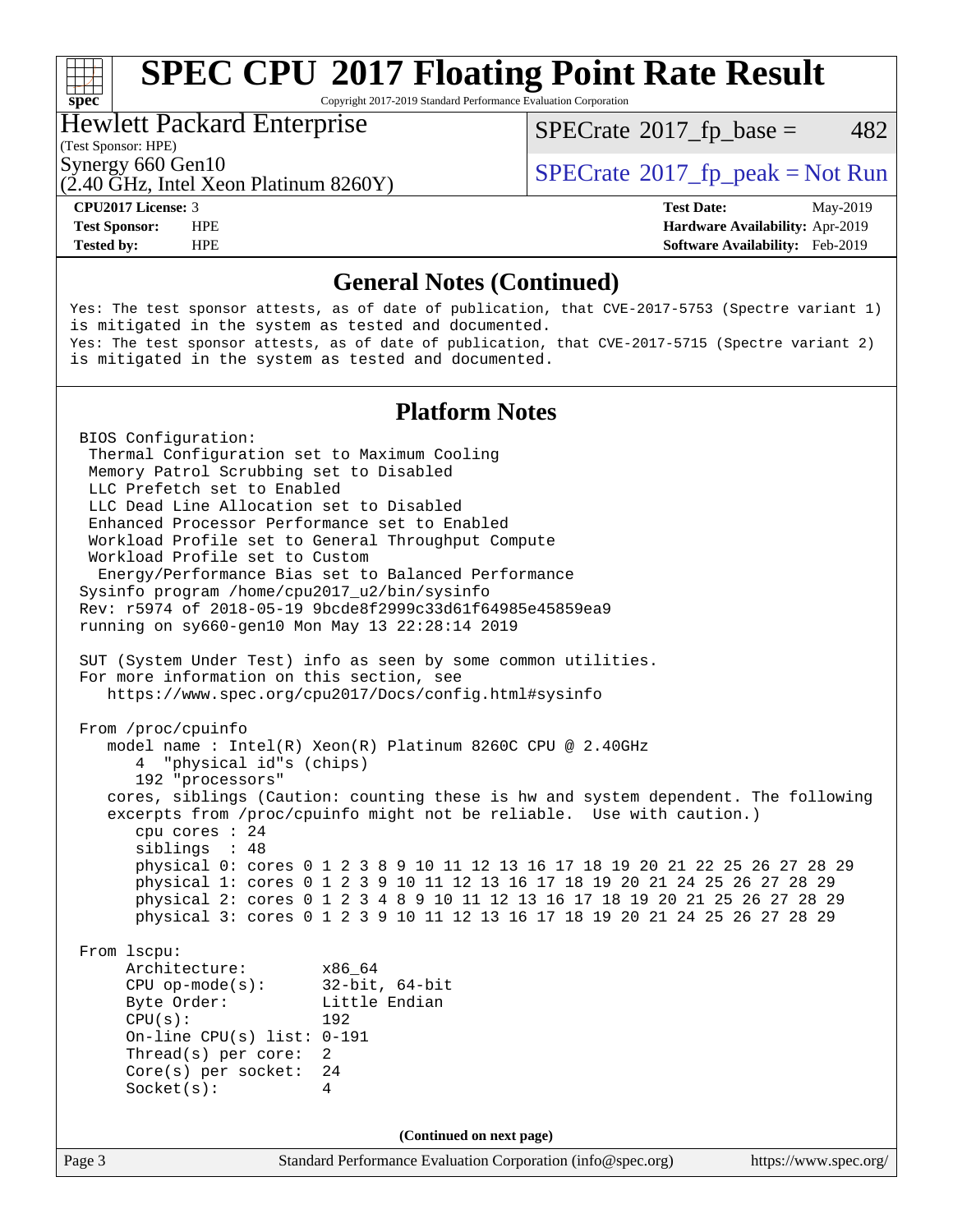# SPEC CPU 2017 Floating Point Rate Result

Copyright 2017-2019 Standard Performance Evaluation Corporation

## Hewlett Packard Enterprise

(Test Sponsor: HPE)

Synergy 660 Gen10
(2.40 GHz, Intel Xeon Platinum 8260Y)

SPECrate 2017_fp_base = 482

SPECrate 2017_fp_peak = Not Run

**CPU2017 License:** 3
**Test Sponsor:** HPE
**Tested by:** HPE

**Test Date:** May-2019
**Hardware Availability:** Apr-2019
**Software Availability:** Feb-2019

## General Notes (Continued)

```
Yes: The test sponsor attests, as of date of publication, that CVE-2017-5753 (Spectre variant 1)
is mitigated in the system as tested and documented.
Yes: The test sponsor attests, as of date of publication, that CVE-2017-5715 (Spectre variant 2)
is mitigated in the system as tested and documented.
```

## Platform Notes

```
BIOS Configuration:
 Thermal Configuration set to Maximum Cooling
 Memory Patrol Scrubbing set to Disabled
 LLC Prefetch set to Enabled
 LLC Dead Line Allocation set to Disabled
 Enhanced Processor Performance set to Enabled
 Workload Profile set to General Throughput Compute
 Workload Profile set to Custom
  Energy/Performance Bias set to Balanced Performance
Sysinfo program /home/cpu2017_u2/bin/sysinfo
Rev: r5974 of 2018-05-19 9bcde8f2999c33d61f64985e45859ea9
running on sy660-gen10 Mon May 13 22:28:14 2019

SUT (System Under Test) info as seen by some common utilities.
For more information on this section, see
   https://www.spec.org/cpu2017/Docs/config.html#sysinfo

From /proc/cpuinfo
   model name : Intel(R) Xeon(R) Platinum 8260C CPU @ 2.40GHz
      4  "physical id"s (chips)
      192 "processors"
   cores, siblings (Caution: counting these is hw and system dependent. The following
   excerpts from /proc/cpuinfo might not be reliable.  Use with caution.)
      cpu cores : 24
      siblings  : 48
      physical 0: cores 0 1 2 3 8 9 10 11 12 13 16 17 18 19 20 21 22 25 26 27 28 29
      physical 1: cores 0 1 2 3 9 10 11 12 13 16 17 18 19 20 21 24 25 26 27 28 29
      physical 2: cores 0 1 2 3 4 8 9 10 11 12 13 16 17 18 19 20 21 25 26 27 28 29
      physical 3: cores 0 1 2 3 9 10 11 12 13 16 17 18 19 20 21 24 25 26 27 28 29

From lscpu:
     Architecture:        x86_64
     CPU op-mode(s):      32-bit, 64-bit
     Byte Order:          Little Endian
     CPU(s):              192
     On-line CPU(s) list: 0-191
     Thread(s) per core:  2
     Core(s) per socket:  24
     Socket(s):           4
```

(Continued on next page)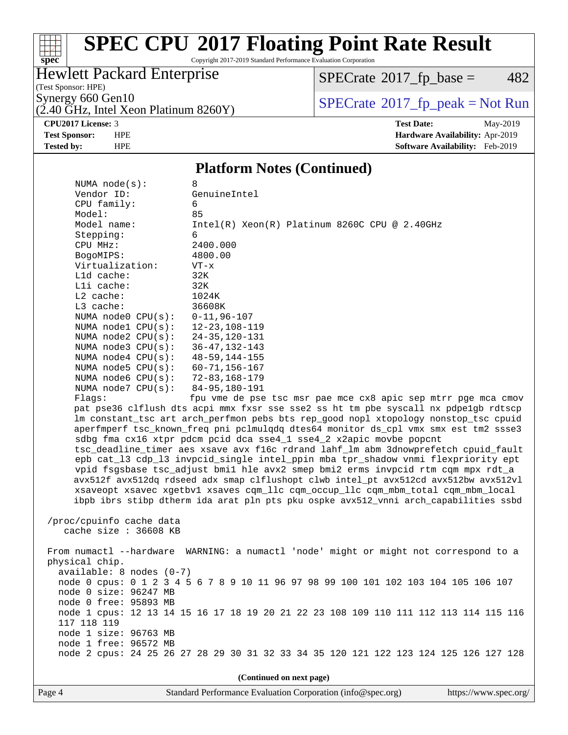## Platform Notes (Continued)

```
    NUMA node(s):          8
    Vendor ID:             GenuineIntel
    CPU family:            6
    Model:                 85
    Model name:            Intel(R) Xeon(R) Platinum 8260C CPU @ 2.40GHz
    Stepping:              6
    CPU MHz:               2400.000
    BogoMIPS:              4800.00
    Virtualization:        VT-x
    L1d cache:             32K
    L1i cache:             32K
    L2 cache:              1024K
    L3 cache:              36608K
    NUMA node0 CPU(s):     0-11,96-107
    NUMA node1 CPU(s):     12-23,108-119
    NUMA node2 CPU(s):     24-35,120-131
    NUMA node3 CPU(s):     36-47,132-143
    NUMA node4 CPU(s):     48-59,144-155
    NUMA node5 CPU(s):     60-71,156-167
    NUMA node6 CPU(s):     72-83,168-179
    NUMA node7 CPU(s):     84-95,180-191
    Flags:                 fpu vme de pse tsc msr pae mce cx8 apic sep mtrr pge mca cmov
    pat pse36 clflush dts acpi mmx fxsr sse sse2 ss ht tm pbe syscall nx pdpe1gb rdtscp
    lm constant_tsc art arch_perfmon pebs bts rep_good nopl xtopology nonstop_tsc cpuid
    aperfmperf tsc_known_freq pni pclmulqdq dtes64 monitor ds_cpl vmx smx est tm2 ssse3
    sdbg fma cx16 xtpr pdcm pcid dca sse4_1 sse4_2 x2apic movbe popcnt
    tsc_deadline_timer aes xsave avx f16c rdrand lahf_lm abm 3dnowprefetch cpuid_fault
    epb cat_l3 cdp_l3 invpcid_single intel_ppin mba tpr_shadow vnmi flexpriority ept
    vpid fsgsbase tsc_adjust bmi1 hle avx2 smep bmi2 erms invpcid rtm cqm mpx rdt_a
    avx512f avx512dq rdseed adx smap clflushopt clwb intel_pt avx512cd avx512bw avx512vl
    xsaveopt xsavec xgetbv1 xsaves cqm_llc cqm_occup_llc cqm_mbm_total cqm_mbm_local
    ibpb ibrs stibp dtherm ida arat pln pts pku ospke avx512_vnni arch_capabilities ssbd

 /proc/cpuinfo cache data
    cache size : 36608 KB

 From numactl --hardware  WARNING: a numactl 'node' might or might not correspond to a
 physical chip.
   available: 8 nodes (0-7)
   node 0 cpus: 0 1 2 3 4 5 6 7 8 9 10 11 96 97 98 99 100 101 102 103 104 105 106 107
   node 0 size: 96247 MB
   node 0 free: 95893 MB
   node 1 cpus: 12 13 14 15 16 17 18 19 20 21 22 23 108 109 110 111 112 113 114 115 116
   117 118 119
   node 1 size: 96763 MB
   node 1 free: 96572 MB
   node 2 cpus: 24 25 26 27 28 29 30 31 32 33 34 35 120 121 122 123 124 125 126 127 128
```

(Continued on next page)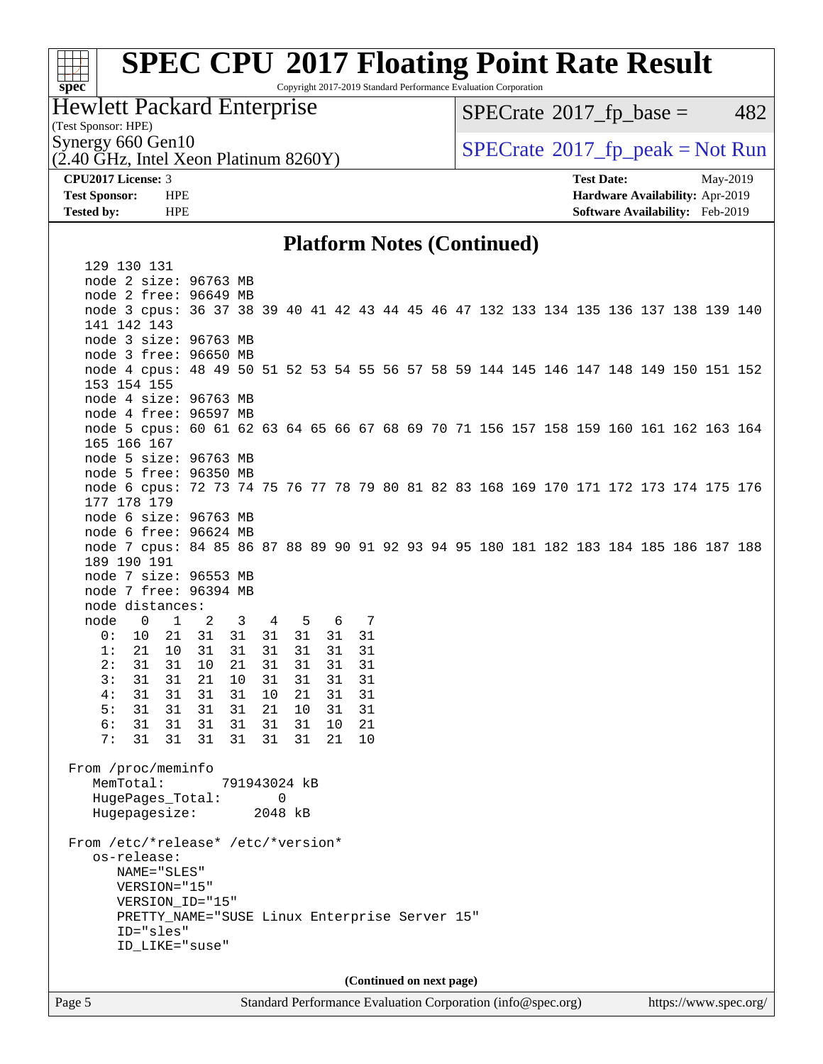## Platform Notes (Continued)

```
    129 130 131
    node 2 size: 96763 MB
    node 2 free: 96649 MB
    node 3 cpus: 36 37 38 39 40 41 42 43 44 45 46 47 132 133 134 135 136 137 138 139 140
    141 142 143
    node 3 size: 96763 MB
    node 3 free: 96650 MB
    node 4 cpus: 48 49 50 51 52 53 54 55 56 57 58 59 144 145 146 147 148 149 150 151 152
    153 154 155
    node 4 size: 96763 MB
    node 4 free: 96597 MB
    node 5 cpus: 60 61 62 63 64 65 66 67 68 69 70 71 156 157 158 159 160 161 162 163 164
    165 166 167
    node 5 size: 96763 MB
    node 5 free: 96350 MB
    node 6 cpus: 72 73 74 75 76 77 78 79 80 81 82 83 168 169 170 171 172 173 174 175 176
    177 178 179
    node 6 size: 96763 MB
    node 6 free: 96624 MB
    node 7 cpus: 84 85 86 87 88 89 90 91 92 93 94 95 180 181 182 183 184 185 186 187 188
    189 190 191
    node 7 size: 96553 MB
    node 7 free: 96394 MB
    node distances:
    node   0   1   2   3   4   5   6   7
      0:  10  21  31  31  31  31  31  31
      1:  21  10  31  31  31  31  31  31
      2:  31  31  10  21  31  31  31  31
      3:  31  31  21  10  31  31  31  31
      4:  31  31  31  31  10  21  31  31
      5:  31  31  31  31  21  10  31  31
      6:  31  31  31  31  31  31  10  21
      7:  31  31  31  31  31  31  21  10

 From /proc/meminfo
    MemTotal:       791943024 kB
    HugePages_Total:       0
    Hugepagesize:       2048 kB

 From /etc/*release* /etc/*version*
    os-release:
       NAME="SLES"
       VERSION="15"
       VERSION_ID="15"
       PRETTY_NAME="SUSE Linux Enterprise Server 15"
       ID="sles"
       ID_LIKE="suse"
```

(Continued on next page)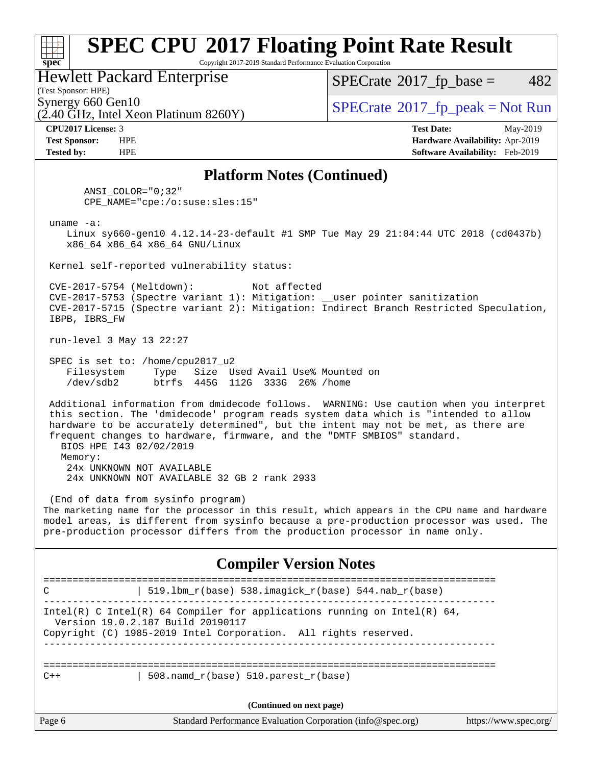## Platform Notes (Continued)

```
       ANSI_COLOR="0;32"
       CPE_NAME="cpe:/o:suse:sles:15"

 uname -a:
    Linux sy660-gen10 4.12.14-23-default #1 SMP Tue May 29 21:04:44 UTC 2018 (cd0437b)
    x86_64 x86_64 x86_64 GNU/Linux

 Kernel self-reported vulnerability status:

 CVE-2017-5754 (Meltdown):          Not affected
 CVE-2017-5753 (Spectre variant 1): Mitigation: __user pointer sanitization
 CVE-2017-5715 (Spectre variant 2): Mitigation: Indirect Branch Restricted Speculation,
 IBPB, IBRS_FW

 run-level 3 May 13 22:27

 SPEC is set to: /home/cpu2017_u2
    Filesystem     Type   Size  Used Avail Use% Mounted on
    /dev/sdb2      btrfs  445G  112G  333G  26% /home

 Additional information from dmidecode follows.  WARNING: Use caution when you interpret
 this section. The 'dmidecode' program reads system data which is "intended to allow
 hardware to be accurately determined", but the intent may not be met, as there are
 frequent changes to hardware, firmware, and the "DMTF SMBIOS" standard.
   BIOS HPE I43 02/02/2019
   Memory:
    24x UNKNOWN NOT AVAILABLE
    24x UNKNOWN NOT AVAILABLE 32 GB 2 rank 2933

 (End of data from sysinfo program)
```

The marketing name for the processor in this result, which appears in the CPU name and hardware model areas, is different from sysinfo because a pre-production processor was used. The pre-production processor differs from the production processor in name only.

## Compiler Version Notes

```
==============================================================================
C               | 519.lbm_r(base) 538.imagick_r(base) 544.nab_r(base)
------------------------------------------------------------------------------
Intel(R) C Intel(R) 64 Compiler for applications running on Intel(R) 64,
  Version 19.0.2.187 Build 20190117
Copyright (C) 1985-2019 Intel Corporation.  All rights reserved.
------------------------------------------------------------------------------

==============================================================================
C++             | 508.namd_r(base) 510.parest_r(base)
```

(Continued on next page)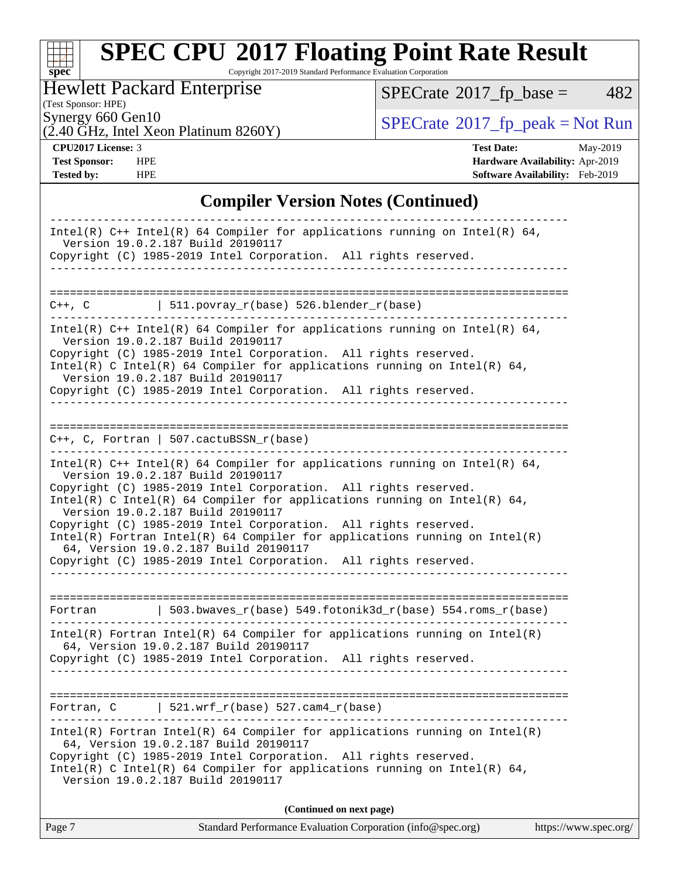## Compiler Version Notes (Continued)

```
------------------------------------------------------------------------------
Intel(R) C++ Intel(R) 64 Compiler for applications running on Intel(R) 64,
  Version 19.0.2.187 Build 20190117
Copyright (C) 1985-2019 Intel Corporation.  All rights reserved.
------------------------------------------------------------------------------

==============================================================================
C++, C          | 511.povray_r(base) 526.blender_r(base)
------------------------------------------------------------------------------
Intel(R) C++ Intel(R) 64 Compiler for applications running on Intel(R) 64,
  Version 19.0.2.187 Build 20190117
Copyright (C) 1985-2019 Intel Corporation.  All rights reserved.
Intel(R) C Intel(R) 64 Compiler for applications running on Intel(R) 64,
  Version 19.0.2.187 Build 20190117
Copyright (C) 1985-2019 Intel Corporation.  All rights reserved.
------------------------------------------------------------------------------

==============================================================================
C++, C, Fortran | 507.cactuBSSN_r(base)
------------------------------------------------------------------------------
Intel(R) C++ Intel(R) 64 Compiler for applications running on Intel(R) 64,
  Version 19.0.2.187 Build 20190117
Copyright (C) 1985-2019 Intel Corporation.  All rights reserved.
Intel(R) C Intel(R) 64 Compiler for applications running on Intel(R) 64,
  Version 19.0.2.187 Build 20190117
Copyright (C) 1985-2019 Intel Corporation.  All rights reserved.
Intel(R) Fortran Intel(R) 64 Compiler for applications running on Intel(R)
  64, Version 19.0.2.187 Build 20190117
Copyright (C) 1985-2019 Intel Corporation.  All rights reserved.
------------------------------------------------------------------------------

==============================================================================
Fortran         | 503.bwaves_r(base) 549.fotonik3d_r(base) 554.roms_r(base)
------------------------------------------------------------------------------
Intel(R) Fortran Intel(R) 64 Compiler for applications running on Intel(R)
  64, Version 19.0.2.187 Build 20190117
Copyright (C) 1985-2019 Intel Corporation.  All rights reserved.
------------------------------------------------------------------------------

==============================================================================
Fortran, C      | 521.wrf_r(base) 527.cam4_r(base)
------------------------------------------------------------------------------
Intel(R) Fortran Intel(R) 64 Compiler for applications running on Intel(R)
  64, Version 19.0.2.187 Build 20190117
Copyright (C) 1985-2019 Intel Corporation.  All rights reserved.
Intel(R) C Intel(R) 64 Compiler for applications running on Intel(R) 64,
  Version 19.0.2.187 Build 20190117
```

**(Continued on next page)**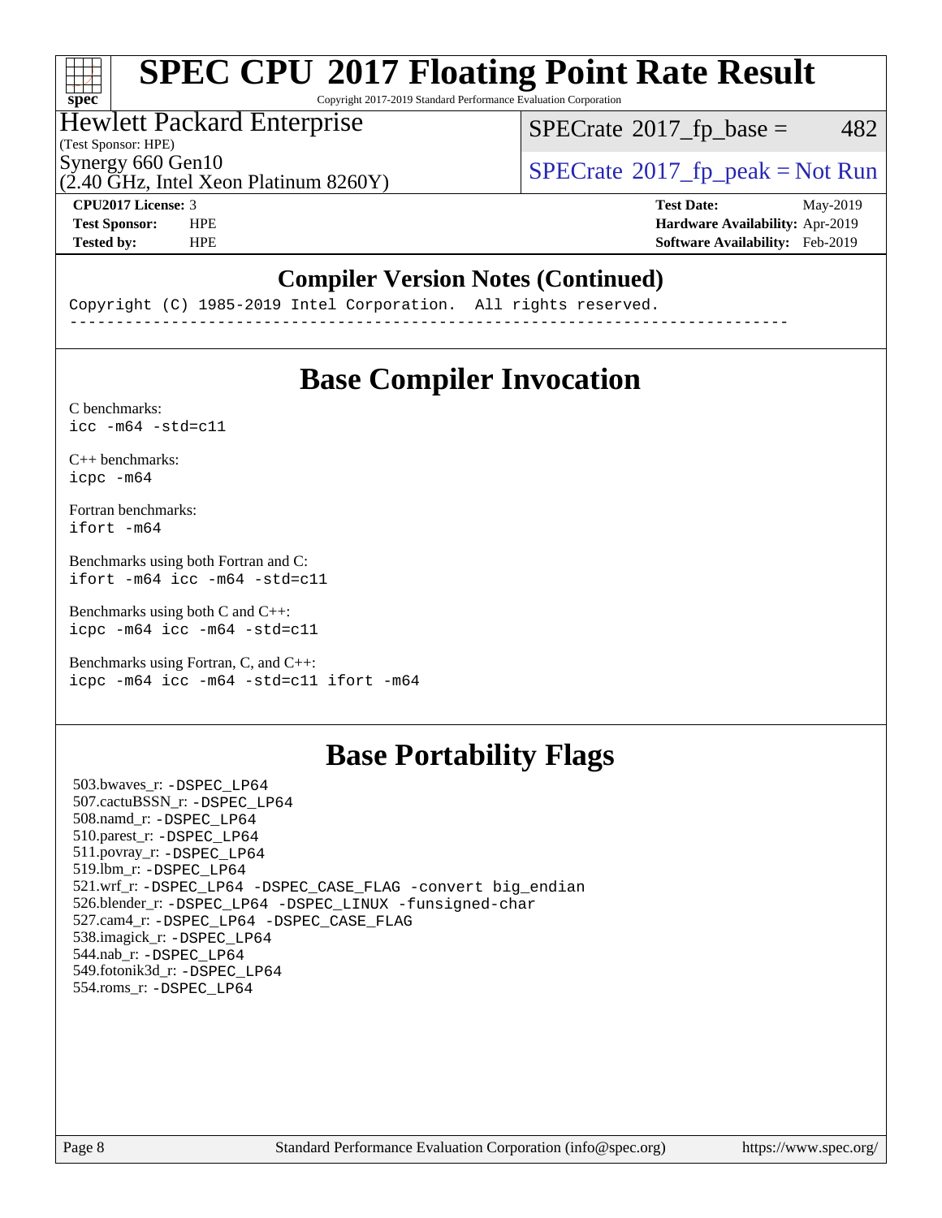# SPEC CPU 2017 Floating Point Rate Result

Copyright 2017-2019 Standard Performance Evaluation Corporation

**Hewlett Packard Enterprise**
(Test Sponsor: HPE)
Synergy 660 Gen10
(2.40 GHz, Intel Xeon Platinum 8260Y)

SPECrate 2017_fp_base = 482

SPECrate 2017_fp_peak = Not Run

| | | | |
|---|---|---|---|
| **CPU2017 License:** | 3 | **Test Date:** | May-2019 |
| **Test Sponsor:** | HPE | **Hardware Availability:** | Apr-2019 |
| **Tested by:** | HPE | **Software Availability:** | Feb-2019 |

## Compiler Version Notes (Continued)

```
Copyright (C) 1985-2019 Intel Corporation.  All rights reserved.
------------------------------------------------------------------------------
```

## Base Compiler Invocation

C benchmarks:
```
icc -m64 -std=c11
```

C++ benchmarks:
```
icpc -m64
```

Fortran benchmarks:
```
ifort -m64
```

Benchmarks using both Fortran and C:
```
ifort -m64 icc -m64 -std=c11
```

Benchmarks using both C and C++:
```
icpc -m64 icc -m64 -std=c11
```

Benchmarks using Fortran, C, and C++:
```
icpc -m64 icc -m64 -std=c11 ifort -m64
```

## Base Portability Flags

503.bwaves_r: -DSPEC_LP64
507.cactuBSSN_r: -DSPEC_LP64
508.namd_r: -DSPEC_LP64
510.parest_r: -DSPEC_LP64
511.povray_r: -DSPEC_LP64
519.lbm_r: -DSPEC_LP64
521.wrf_r: -DSPEC_LP64 -DSPEC_CASE_FLAG -convert big_endian
526.blender_r: -DSPEC_LP64 -DSPEC_LINUX -funsigned-char
527.cam4_r: -DSPEC_LP64 -DSPEC_CASE_FLAG
538.imagick_r: -DSPEC_LP64
544.nab_r: -DSPEC_LP64
549.fotonik3d_r: -DSPEC_LP64
554.roms_r: -DSPEC_LP64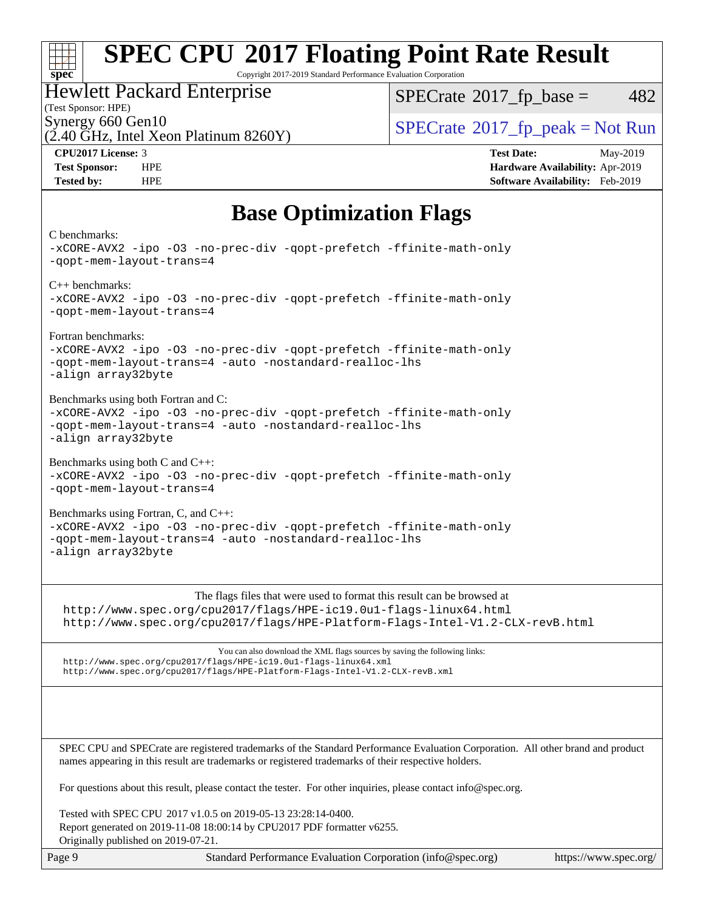# SPEC CPU 2017 Floating Point Rate Result

Copyright 2017-2019 Standard Performance Evaluation Corporation

Hewlett Packard Enterprise
(Test Sponsor: HPE)
Synergy 660 Gen10
(2.40 GHz, Intel Xeon Platinum 8260Y)

SPECrate 2017_fp_base = 482

SPECrate 2017_fp_peak = Not Run

**CPU2017 License:** 3
**Test Sponsor:** HPE
**Tested by:** HPE

**Test Date:** May-2019
**Hardware Availability:** Apr-2019
**Software Availability:** Feb-2019

## Base Optimization Flags

C benchmarks:
-xCORE-AVX2 -ipo -O3 -no-prec-div -qopt-prefetch -ffinite-math-only -qopt-mem-layout-trans=4

C++ benchmarks:
-xCORE-AVX2 -ipo -O3 -no-prec-div -qopt-prefetch -ffinite-math-only -qopt-mem-layout-trans=4

Fortran benchmarks:
-xCORE-AVX2 -ipo -O3 -no-prec-div -qopt-prefetch -ffinite-math-only -qopt-mem-layout-trans=4 -auto -nostandard-realloc-lhs -align array32byte

Benchmarks using both Fortran and C:
-xCORE-AVX2 -ipo -O3 -no-prec-div -qopt-prefetch -ffinite-math-only -qopt-mem-layout-trans=4 -auto -nostandard-realloc-lhs -align array32byte

Benchmarks using both C and C++:
-xCORE-AVX2 -ipo -O3 -no-prec-div -qopt-prefetch -ffinite-math-only -qopt-mem-layout-trans=4

Benchmarks using Fortran, C, and C++:
-xCORE-AVX2 -ipo -O3 -no-prec-div -qopt-prefetch -ffinite-math-only -qopt-mem-layout-trans=4 -auto -nostandard-realloc-lhs -align array32byte

The flags files that were used to format this result can be browsed at
http://www.spec.org/cpu2017/flags/HPE-ic19.0u1-flags-linux64.html
http://www.spec.org/cpu2017/flags/HPE-Platform-Flags-Intel-V1.2-CLX-revB.html

You can also download the XML flags sources by saving the following links:
http://www.spec.org/cpu2017/flags/HPE-ic19.0u1-flags-linux64.xml
http://www.spec.org/cpu2017/flags/HPE-Platform-Flags-Intel-V1.2-CLX-revB.xml

SPEC CPU and SPECrate are registered trademarks of the Standard Performance Evaluation Corporation. All other brand and product names appearing in this result are trademarks or registered trademarks of their respective holders.

For questions about this result, please contact the tester. For other inquiries, please contact info@spec.org.

Tested with SPEC CPU 2017 v1.0.5 on 2019-05-13 23:28:14-0400.
Report generated on 2019-11-08 18:00:14 by CPU2017 PDF formatter v6255.
Originally published on 2019-07-21.